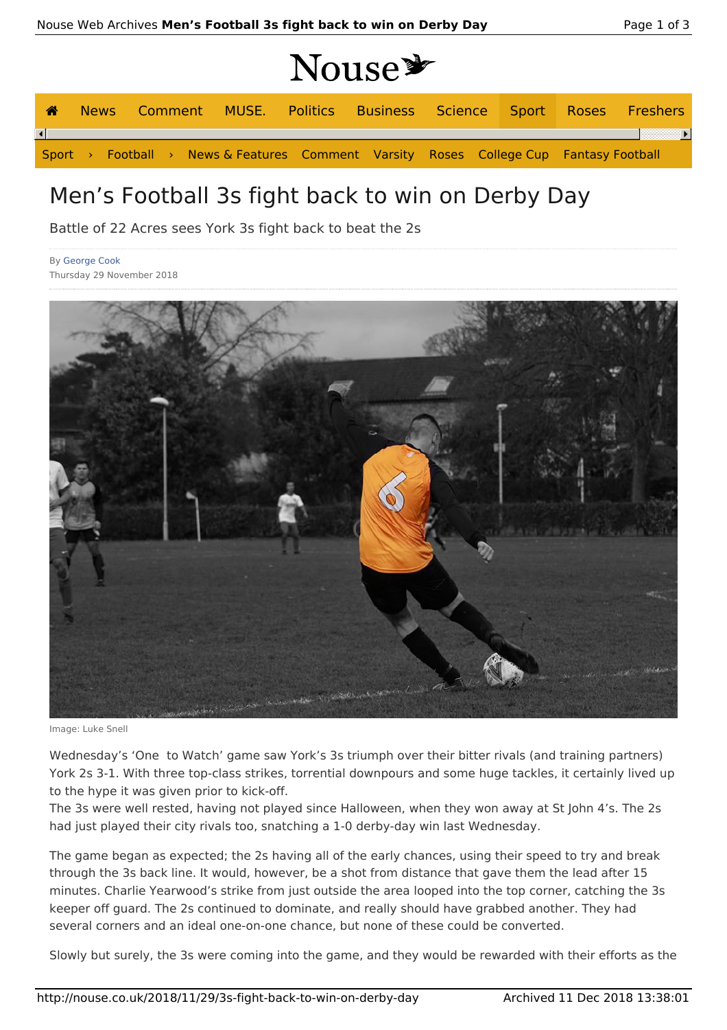# Men's Football 3s fight back to win on Derby Day

Battle of 22 Acres sees York 3s fight back to beat the 2s

By George Cook
Thursday 29 November 2018

Image: Luke Snell

Wednesday's 'One  to Watch' game saw York's 3s triumph over their bitter rivals (and training partners) York 2s 3-1. With three top-class strikes, torrential downpours and some huge tackles, it certainly lived up to the hype it was given prior to kick-off.
The 3s were well rested, having not played since Halloween, when they won away at St John 4's. The 2s had just played their city rivals too, snatching a 1-0 derby-day win last Wednesday.

The game began as expected; the 2s having all of the early chances, using their speed to try and break through the 3s back line. It would, however, be a shot from distance that gave them the lead after 15 minutes. Charlie Yearwood's strike from just outside the area looped into the top corner, catching the 3s keeper off guard. The 2s continued to dominate, and really should have grabbed another. They had several corners and an ideal one-on-one chance, but none of these could be converted.

Slowly but surely, the 3s were coming into the game, and they would be rewarded with their efforts as the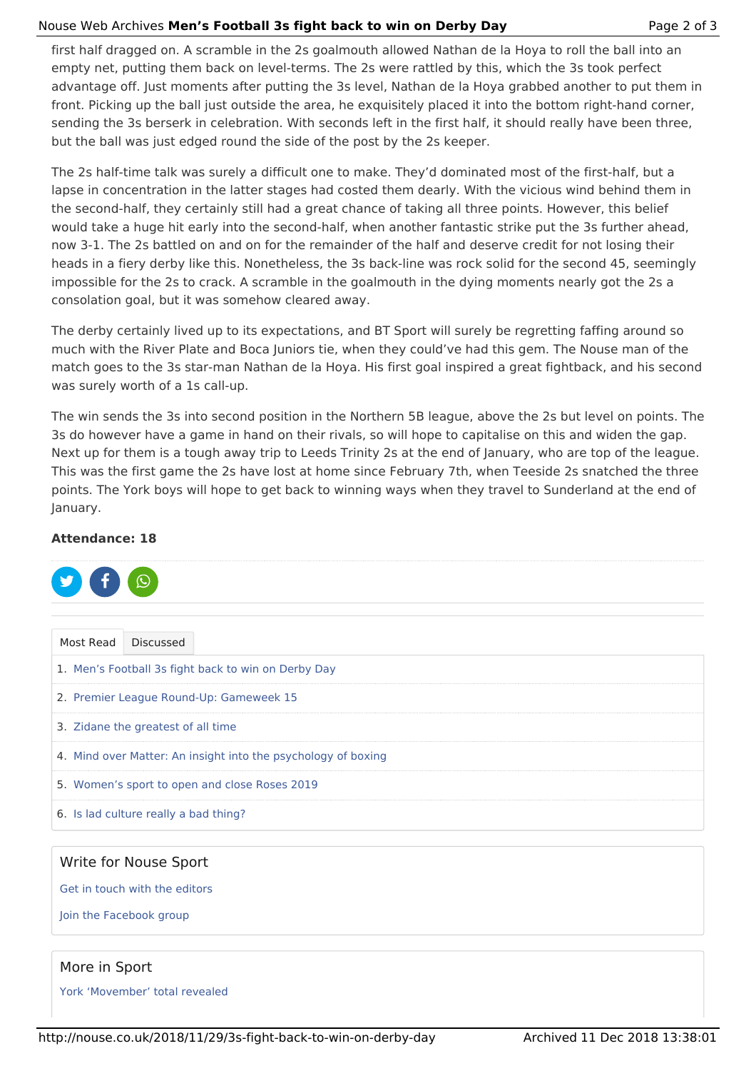first half dragged on. A scramble in the 2s goalmouth allowed Nathan de la Hoya to roll the ball into an empty net, putting them back on level-terms. The 2s were rattled by this, which the 3s took perfect advantage off. Just moments after putting the 3s level, Nathan de la Hoya grabbed another to put them in front. Picking up the ball just outside the area, he exquisitely placed it into the bottom right-hand corner, sending the 3s berserk in celebration. With seconds left in the first half, it should really have been three, but the ball was just edged round the side of the post by the 2s keeper.

The 2s half-time talk was surely a difficult one to make. They'd dominated most of the first-half, but a lapse in concentration in the latter stages had costed them dearly. With the vicious wind behind them in the second-half, they certainly still had a great chance of taking all three points. However, this belief would take a huge hit early into the second-half, when another fantastic strike put the 3s further ahead, now 3-1. The 2s battled on and on for the remainder of the half and deserve credit for not losing their heads in a fiery derby like this. Nonetheless, the 3s back-line was rock solid for the second 45, seemingly impossible for the 2s to crack. A scramble in the goalmouth in the dying moments nearly got the 2s a consolation goal, but it was somehow cleared away.

The derby certainly lived up to its expectations, and BT Sport will surely be regretting faffing around so much with the River Plate and Boca Juniors tie, when they could've had this gem. The Nouse man of the match goes to the 3s star-man Nathan de la Hoya. His first goal inspired a great fightback, and his second was surely worth of a 1s call-up.

The win sends the 3s into second position in the Northern 5B league, above the 2s but level on points. The 3s do however have a game in hand on their rivals, so will hope to capitalise on this and widen the gap. Next up for them is a tough away trip to Leeds Trinity 2s at the end of January, who are top of the league. This was the first game the 2s have lost at home since February 7th, when Teeside 2s snatched the three points. The York boys will hope to get back to winning ways when they travel to Sunderland at the end of January.

**Attendance: 18**

Most Read | Discussed

1. Men's Football 3s fight back to win on Derby Day
2. Premier League Round-Up: Gameweek 15
3. Zidane the greatest of all time
4. Mind over Matter: An insight into the psychology of boxing
5. Women's sport to open and close Roses 2019
6. Is lad culture really a bad thing?

## Write for Nouse Sport

Get in touch with the editors

Join the Facebook group

## More in Sport

York 'Movember' total revealed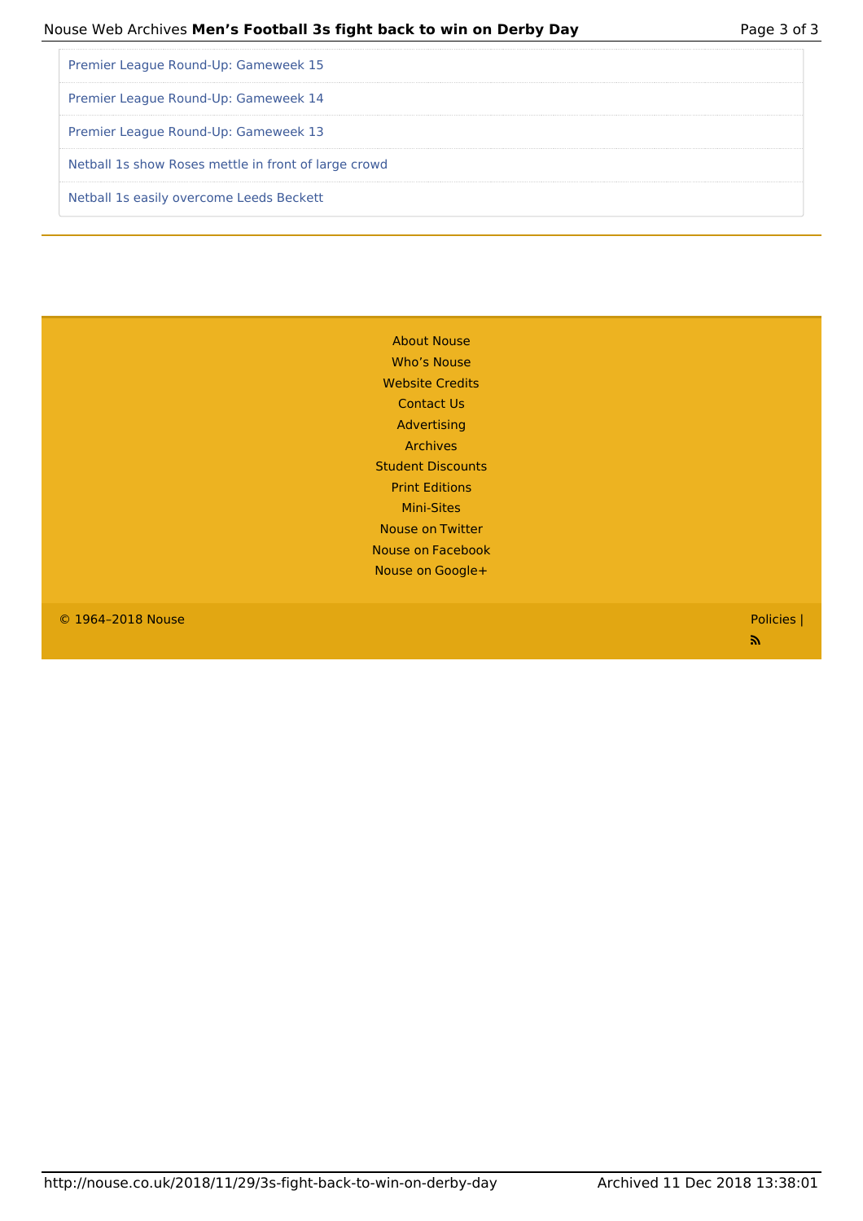- Premier League Round-Up: Gameweek 15
- Premier League Round-Up: Gameweek 14
- Premier League Round-Up: Gameweek 13
- Netball 1s show Roses mettle in front of large crowd
- Netball 1s easily overcome Leeds Beckett

About Nouse
Who's Nouse
Website Credits
Contact Us
Advertising
Archives
Student Discounts
Print Editions
Mini-Sites
Nouse on Twitter
Nouse on Facebook
Nouse on Google+

© 1964–2018 Nouse

Policies |